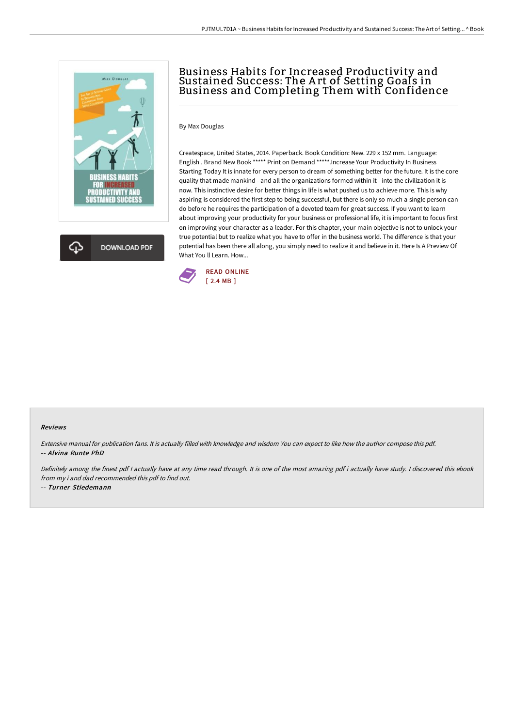# Business Habits for Increased Productivity and Sustained Success: The Art of Setting Goals in Business and Completing Them with Confidence

By Max Douglas

Createspace, United States, 2014. Paperback. Book Condition: New. 229 x 152 mm. Language: English . Brand New Book ***** Print on Demand *****.Increase Your Productivity In Business Starting Today It is innate for every person to dream of something better for the future. It is the core quality that made mankind - and all the organizations formed within it - into the civilization it is now. This instinctive desire for better things in life is what pushed us to achieve more. This is why aspiring is considered the first step to being successful, but there is only so much a single person can do before he requires the participation of a devoted team for great success. If you want to learn about improving your productivity for your business or professional life, it is important to focus first on improving your character as a leader. For this chapter, your main objective is not to unlock your true potential but to realize what you have to offer in the business world. The difference is that your potential has been there all along, you simply need to realize it and believe in it. Here Is A Preview Of What You ll Learn. How...

READ ONLINE
[ 2.4 MB ]

DOWNLOAD PDF

### Reviews

*Extensive manual for publication fans. It is actually filled with knowledge and wisdom You can expect to like how the author compose this pdf.*
*-- Alvina Runte PhD*

*Definitely among the finest pdf I actually have at any time read through. It is one of the most amazing pdf i actually have study. I discovered this ebook from my i and dad recommended this pdf to find out.*
*-- Turner Stiedemann*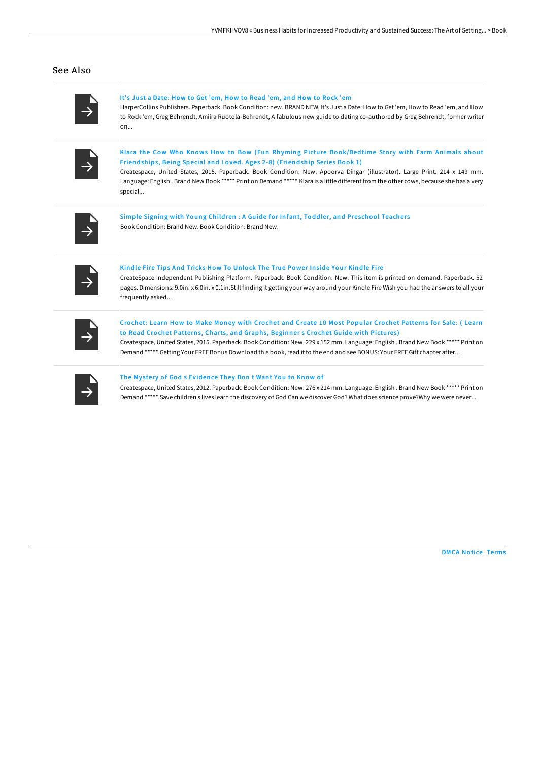## See Also

**It's Just a Date: How to Get 'em, How to Read 'em, and How to Rock 'em**

HarperCollins Publishers. Paperback. Book Condition: new. BRAND NEW, It's Just a Date: How to Get 'em, How to Read 'em, and How to Rock 'em, Greg Behrendt, Amiira Ruotola-Behrendt, A fabulous new guide to dating co-authored by Greg Behrendt, former writer on...

**Klara the Cow Who Knows How to Bow (Fun Rhyming Picture Book/Bedtime Story with Farm Animals about Friendships, Being Special and Loved. Ages 2-8) (Friendship Series Book 1)**

Createspace, United States, 2015. Paperback. Book Condition: New. Apoorva Dingar (illustrator). Large Print. 214 x 149 mm. Language: English . Brand New Book ***** Print on Demand *****.Klara is a little different from the other cows, because she has a very special...

**Simple Signing with Young Children : A Guide for Infant, Toddler, and Preschool Teachers**

Book Condition: Brand New. Book Condition: Brand New.

**Kindle Fire Tips And Tricks How To Unlock The True Power Inside Your Kindle Fire**

CreateSpace Independent Publishing Platform. Paperback. Book Condition: New. This item is printed on demand. Paperback. 52 pages. Dimensions: 9.0in. x 6.0in. x 0.1in.Still finding it getting your way around your Kindle Fire Wish you had the answers to all your frequently asked...

**Crochet: Learn How to Make Money with Crochet and Create 10 Most Popular Crochet Patterns for Sale: ( Learn to Read Crochet Patterns, Charts, and Graphs, Beginner s Crochet Guide with Pictures)**

Createspace, United States, 2015. Paperback. Book Condition: New. 229 x 152 mm. Language: English . Brand New Book ***** Print on Demand *****.Getting Your FREE Bonus Download this book, read it to the end and see BONUS: Your FREE Gift chapter after...

**The Mystery of God s Evidence They Don t Want You to Know of**

Createspace, United States, 2012. Paperback. Book Condition: New. 276 x 214 mm. Language: English . Brand New Book ***** Print on Demand *****.Save children s lives learn the discovery of God Can we discover God? What does science prove?Why we were never...